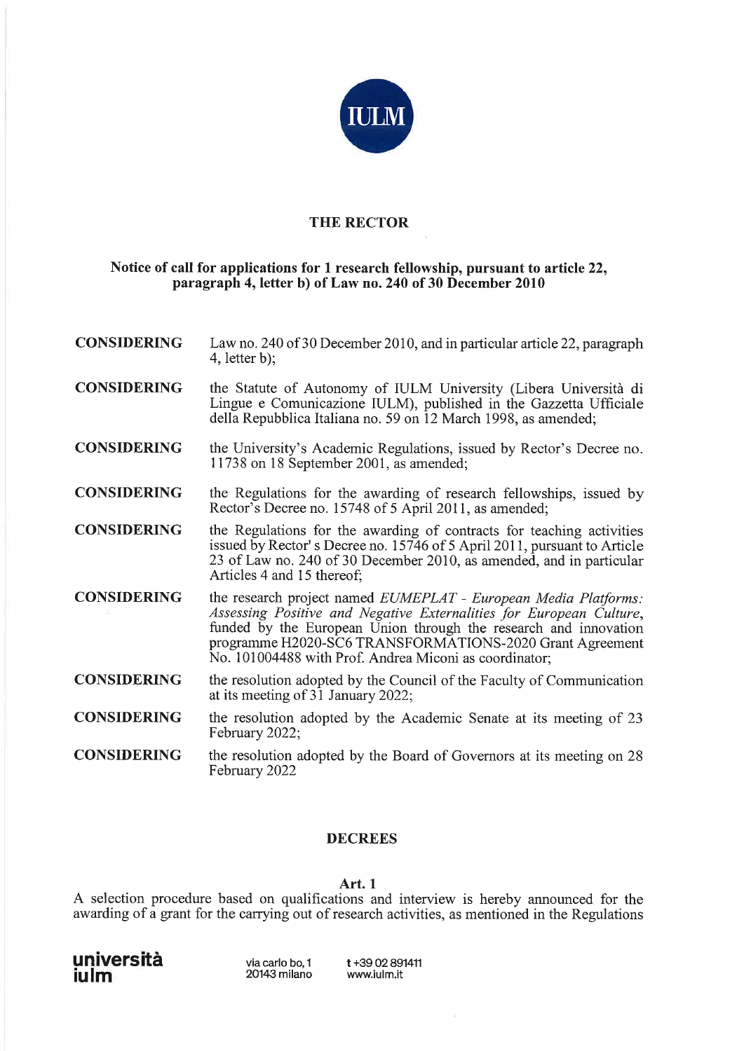# THE RECTOR

## Notice of call for applications for 1 research fellowship, pursuant to article 22, paragraph 4, letter b) of Law no. 240 of 30 December 2010

**CONSIDERING** Law no. 240 of 30 December 2010, and in particular article 22, paragraph 4, letter b);

**CONSIDERING** the Statute of Autonomy of IULM University (Libera Università di Lingue e Comunicazione IULM), published in the Gazzetta Ufficiale della Repubblica Italiana no. 59 on 12 March 1998, as amended;

**CONSIDERING** the University's Academic Regulations, issued by Rector's Decree no. 11738 on 18 September 2001, as amended;

**CONSIDERING** the Regulations for the awarding of research fellowships, issued by Rector's Decree no. 15748 of 5 April 2011, as amended;

**CONSIDERING** the Regulations for the awarding of contracts for teaching activities issued by Rector' s Decree no. 15746 of 5 April 2011, pursuant to Article 23 of Law no. 240 of 30 December 2010, as amended, and in particular Articles 4 and 15 thereof;

**CONSIDERING** the research project named *EUMEPLAT - European Media Platforms: Assessing Positive and Negative Externalities for European Culture*, funded by the European Union through the research and innovation programme H2020-SC6 TRANSFORMATIONS-2020 Grant Agreement No. 101004488 with Prof. Andrea Miconi as coordinator;

**CONSIDERING** the resolution adopted by the Council of the Faculty of Communication at its meeting of 31 January 2022;

**CONSIDERING** the resolution adopted by the Academic Senate at its meeting of 23 February 2022;

**CONSIDERING** the resolution adopted by the Board of Governors at its meeting on 28 February 2022

## DECREES

### Art. 1

A selection procedure based on qualifications and interview is hereby announced for the awarding of a grant for the carrying out of research activities, as mentioned in the Regulations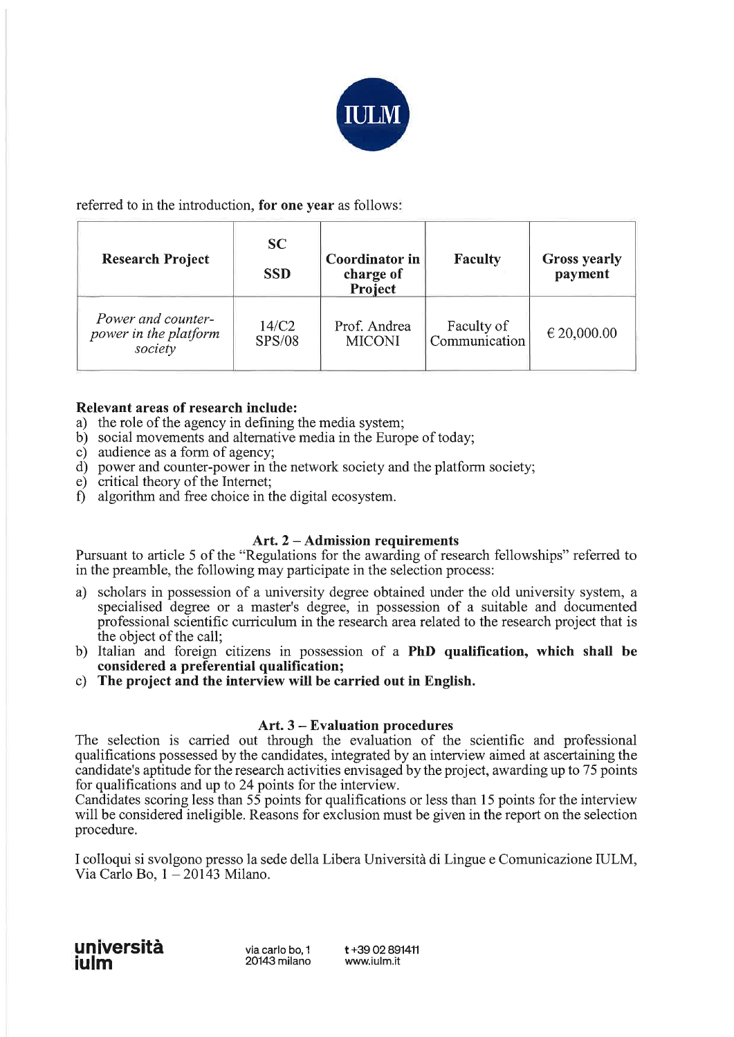referred to in the introduction, **for one year** as follows:

| Research Project | SC<br>SSD | Coordinator in charge of Project | Faculty | Gross yearly payment |
|---|---|---|---|---|
| *Power and counter-power in the platform society* | 14/C2<br>SPS/08 | Prof. Andrea MICONI | Faculty of Communication | € 20,000.00 |

**Relevant areas of research include:**

a) the role of the agency in defining the media system;
b) social movements and alternative media in the Europe of today;
c) audience as a form of agency;
d) power and counter-power in the network society and the platform society;
e) critical theory of the Internet;
f) algorithm and free choice in the digital ecosystem.

## Art. 2 – Admission requirements

Pursuant to article 5 of the "Regulations for the awarding of research fellowships" referred to in the preamble, the following may participate in the selection process:

a) scholars in possession of a university degree obtained under the old university system, a specialised degree or a master's degree, in possession of a suitable and documented professional scientific curriculum in the research area related to the research project that is the object of the call;
b) Italian and foreign citizens in possession of a **PhD qualification, which shall be considered a preferential qualification;**
c) **The project and the interview will be carried out in English.**

## Art. 3 – Evaluation procedures

The selection is carried out through the evaluation of the scientific and professional qualifications possessed by the candidates, integrated by an interview aimed at ascertaining the candidate's aptitude for the research activities envisaged by the project, awarding up to 75 points for qualifications and up to 24 points for the interview.
Candidates scoring less than 55 points for qualifications or less than 15 points for the interview will be considered ineligible. Reasons for exclusion must be given in the report on the selection procedure.

I colloqui si svolgono presso la sede della Libera Università di Lingue e Comunicazione IULM, Via Carlo Bo, 1 – 20143 Milano.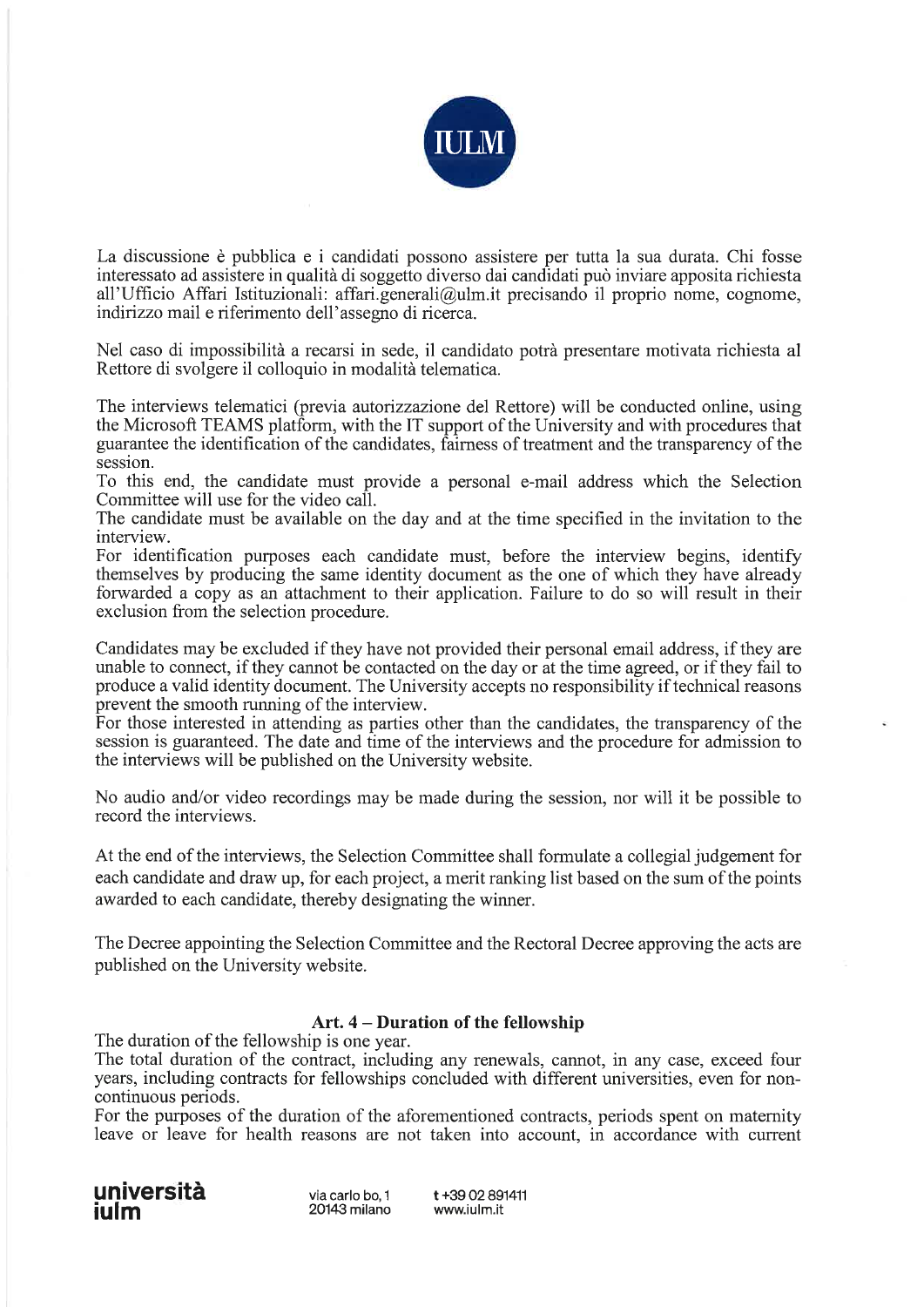La discussione è pubblica e i candidati possono assistere per tutta la sua durata. Chi fosse interessato ad assistere in qualità di soggetto diverso dai candidati può inviare apposita richiesta all'Ufficio Affari Istituzionali: affari.generali@ulm.it precisando il proprio nome, cognome, indirizzo mail e riferimento dell'assegno di ricerca.

Nel caso di impossibilità a recarsi in sede, il candidato potrà presentare motivata richiesta al Rettore di svolgere il colloquio in modalità telematica.

The interviews telematici (previa autorizzazione del Rettore) will be conducted online, using the Microsoft TEAMS platform, with the IT support of the University and with procedures that guarantee the identification of the candidates, fairness of treatment and the transparency of the session.
To this end, the candidate must provide a personal e-mail address which the Selection Committee will use for the video call.
The candidate must be available on the day and at the time specified in the invitation to the interview.
For identification purposes each candidate must, before the interview begins, identify themselves by producing the same identity document as the one of which they have already forwarded a copy as an attachment to their application. Failure to do so will result in their exclusion from the selection procedure.

Candidates may be excluded if they have not provided their personal email address, if they are unable to connect, if they cannot be contacted on the day or at the time agreed, or if they fail to produce a valid identity document. The University accepts no responsibility if technical reasons prevent the smooth running of the interview.
For those interested in attending as parties other than the candidates, the transparency of the session is guaranteed. The date and time of the interviews and the procedure for admission to the interviews will be published on the University website.

No audio and/or video recordings may be made during the session, nor will it be possible to record the interviews.

At the end of the interviews, the Selection Committee shall formulate a collegial judgement for each candidate and draw up, for each project, a merit ranking list based on the sum of the points awarded to each candidate, thereby designating the winner.

The Decree appointing the Selection Committee and the Rectoral Decree approving the acts are published on the University website.

## Art. 4 – Duration of the fellowship

The duration of the fellowship is one year.
The total duration of the contract, including any renewals, cannot, in any case, exceed four years, including contracts for fellowships concluded with different universities, even for non-continuous periods.
For the purposes of the duration of the aforementioned contracts, periods spent on maternity leave or leave for health reasons are not taken into account, in accordance with current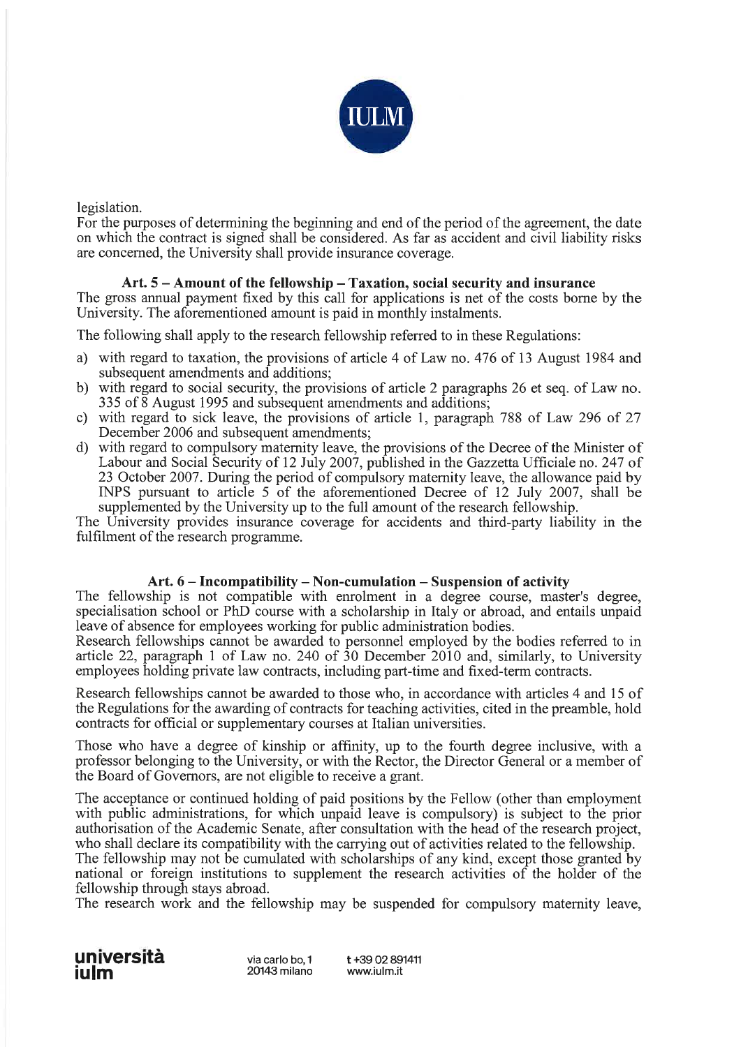legislation.

For the purposes of determining the beginning and end of the period of the agreement, the date on which the contract is signed shall be considered. As far as accident and civil liability risks are concerned, the University shall provide insurance coverage.

**Art. 5 – Amount of the fellowship – Taxation, social security and insurance**

The gross annual payment fixed by this call for applications is net of the costs borne by the University. The aforementioned amount is paid in monthly instalments.

The following shall apply to the research fellowship referred to in these Regulations:

a) with regard to taxation, the provisions of article 4 of Law no. 476 of 13 August 1984 and subsequent amendments and additions;
b) with regard to social security, the provisions of article 2 paragraphs 26 et seq. of Law no. 335 of 8 August 1995 and subsequent amendments and additions;
c) with regard to sick leave, the provisions of article 1, paragraph 788 of Law 296 of 27 December 2006 and subsequent amendments;
d) with regard to compulsory maternity leave, the provisions of the Decree of the Minister of Labour and Social Security of 12 July 2007, published in the Gazzetta Ufficiale no. 247 of 23 October 2007. During the period of compulsory maternity leave, the allowance paid by INPS pursuant to article 5 of the aforementioned Decree of 12 July 2007, shall be supplemented by the University up to the full amount of the research fellowship.

The University provides insurance coverage for accidents and third-party liability in the fulfilment of the research programme.

**Art. 6 – Incompatibility – Non-cumulation – Suspension of activity**

The fellowship is not compatible with enrolment in a degree course, master's degree, specialisation school or PhD course with a scholarship in Italy or abroad, and entails unpaid leave of absence for employees working for public administration bodies.

Research fellowships cannot be awarded to personnel employed by the bodies referred to in article 22, paragraph 1 of Law no. 240 of 30 December 2010 and, similarly, to University employees holding private law contracts, including part-time and fixed-term contracts.

Research fellowships cannot be awarded to those who, in accordance with articles 4 and 15 of the Regulations for the awarding of contracts for teaching activities, cited in the preamble, hold contracts for official or supplementary courses at Italian universities.

Those who have a degree of kinship or affinity, up to the fourth degree inclusive, with a professor belonging to the University, or with the Rector, the Director General or a member of the Board of Governors, are not eligible to receive a grant.

The acceptance or continued holding of paid positions by the Fellow (other than employment with public administrations, for which unpaid leave is compulsory) is subject to the prior authorisation of the Academic Senate, after consultation with the head of the research project, who shall declare its compatibility with the carrying out of activities related to the fellowship.

The fellowship may not be cumulated with scholarships of any kind, except those granted by national or foreign institutions to supplement the research activities of the holder of the fellowship through stays abroad.

The research work and the fellowship may be suspended for compulsory maternity leave,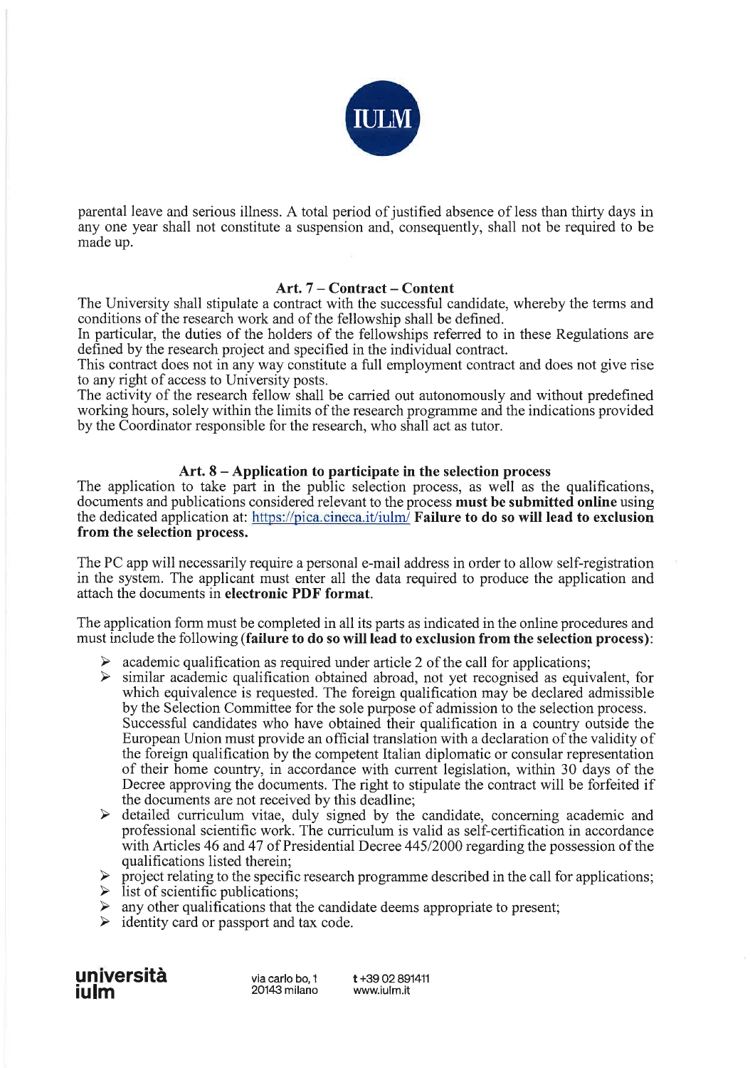parental leave and serious illness. A total period of justified absence of less than thirty days in any one year shall not constitute a suspension and, consequently, shall not be required to be made up.

### Art. 7 – Contract – Content

The University shall stipulate a contract with the successful candidate, whereby the terms and conditions of the research work and of the fellowship shall be defined.
In particular, the duties of the holders of the fellowships referred to in these Regulations are defined by the research project and specified in the individual contract.
This contract does not in any way constitute a full employment contract and does not give rise to any right of access to University posts.
The activity of the research fellow shall be carried out autonomously and without predefined working hours, solely within the limits of the research programme and the indications provided by the Coordinator responsible for the research, who shall act as tutor.

### Art. 8 – Application to participate in the selection process

The application to take part in the public selection process, as well as the qualifications, documents and publications considered relevant to the process **must be submitted online** using the dedicated application at: https://pica.cineca.it/iulm/ **Failure to do so will lead to exclusion from the selection process.**

The PC app will necessarily require a personal e-mail address in order to allow self-registration in the system. The applicant must enter all the data required to produce the application and attach the documents in **electronic PDF format**.

The application form must be completed in all its parts as indicated in the online procedures and must include the following (**failure to do so will lead to exclusion from the selection process**):

- academic qualification as required under article 2 of the call for applications;
- similar academic qualification obtained abroad, not yet recognised as equivalent, for which equivalence is requested. The foreign qualification may be declared admissible by the Selection Committee for the sole purpose of admission to the selection process. Successful candidates who have obtained their qualification in a country outside the European Union must provide an official translation with a declaration of the validity of the foreign qualification by the competent Italian diplomatic or consular representation of their home country, in accordance with current legislation, within 30 days of the Decree approving the documents. The right to stipulate the contract will be forfeited if the documents are not received by this deadline;
- detailed curriculum vitae, duly signed by the candidate, concerning academic and professional scientific work. The curriculum is valid as self-certification in accordance with Articles 46 and 47 of Presidential Decree 445/2000 regarding the possession of the qualifications listed therein;
- project relating to the specific research programme described in the call for applications;
- list of scientific publications;
- any other qualifications that the candidate deems appropriate to present;
- identity card or passport and tax code.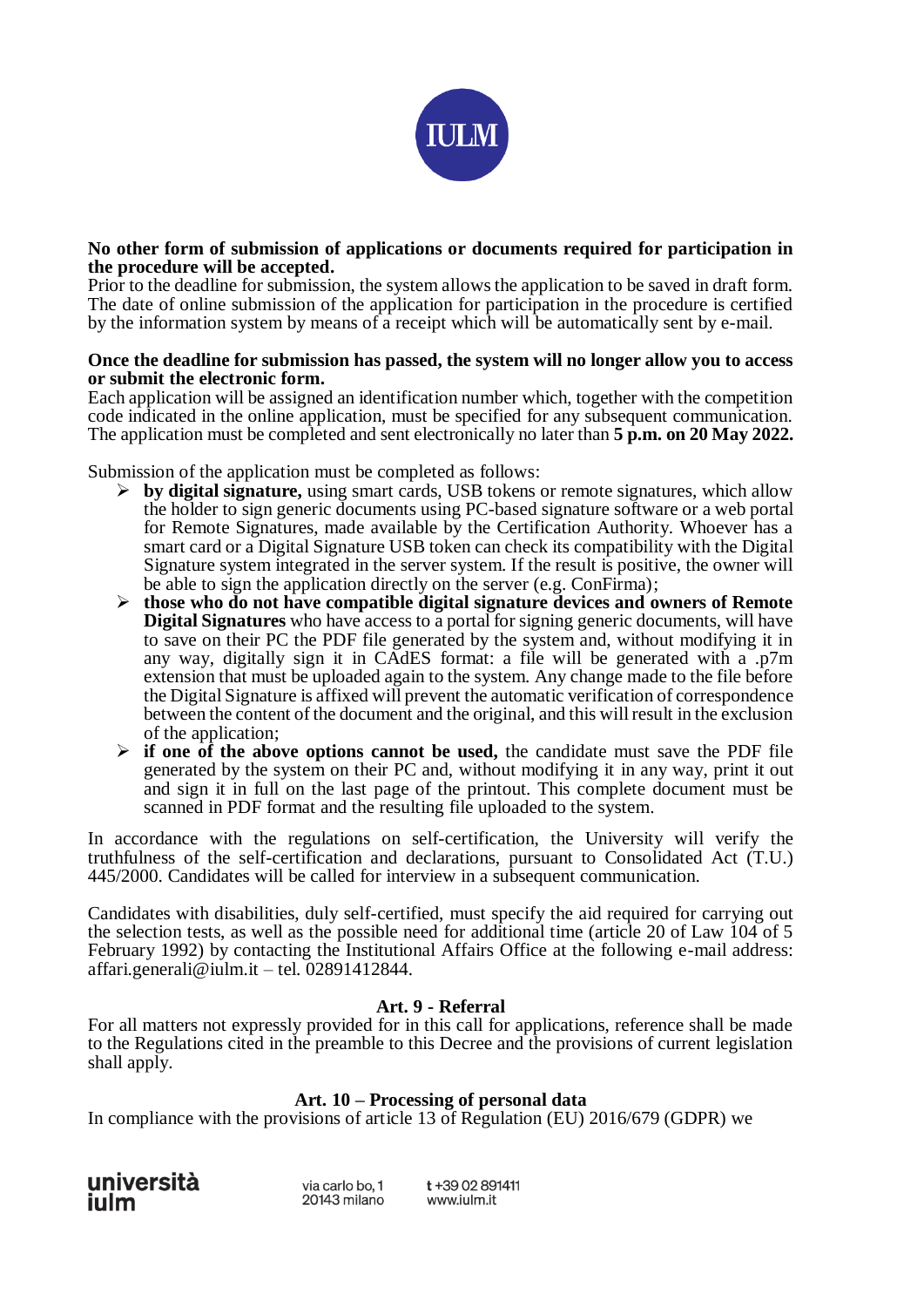**No other form of submission of applications or documents required for participation in the procedure will be accepted.**
Prior to the deadline for submission, the system allows the application to be saved in draft form. The date of online submission of the application for participation in the procedure is certified by the information system by means of a receipt which will be automatically sent by e-mail.

**Once the deadline for submission has passed, the system will no longer allow you to access or submit the electronic form.**
Each application will be assigned an identification number which, together with the competition code indicated in the online application, must be specified for any subsequent communication. The application must be completed and sent electronically no later than **5 p.m. on 20 May 2022.**

Submission of the application must be completed as follows:

- **by digital signature,** using smart cards, USB tokens or remote signatures, which allow the holder to sign generic documents using PC-based signature software or a web portal for Remote Signatures, made available by the Certification Authority. Whoever has a smart card or a Digital Signature USB token can check its compatibility with the Digital Signature system integrated in the server system. If the result is positive, the owner will be able to sign the application directly on the server (e.g. ConFirma);
- **those who do not have compatible digital signature devices and owners of Remote Digital Signatures** who have access to a portal for signing generic documents, will have to save on their PC the PDF file generated by the system and, without modifying it in any way, digitally sign it in CAdES format: a file will be generated with a .p7m extension that must be uploaded again to the system. Any change made to the file before the Digital Signature is affixed will prevent the automatic verification of correspondence between the content of the document and the original, and this will result in the exclusion of the application;
- **if one of the above options cannot be used,** the candidate must save the PDF file generated by the system on their PC and, without modifying it in any way, print it out and sign it in full on the last page of the printout. This complete document must be scanned in PDF format and the resulting file uploaded to the system.

In accordance with the regulations on self-certification, the University will verify the truthfulness of the self-certification and declarations, pursuant to Consolidated Act (T.U.) 445/2000. Candidates will be called for interview in a subsequent communication.

Candidates with disabilities, duly self-certified, must specify the aid required for carrying out the selection tests, as well as the possible need for additional time (article 20 of Law 104 of 5 February 1992) by contacting the Institutional Affairs Office at the following e-mail address: affari.generali@iulm.it – tel. 02891412844.

## Art. 9 - Referral

For all matters not expressly provided for in this call for applications, reference shall be made to the Regulations cited in the preamble to this Decree and the provisions of current legislation shall apply.

## Art. 10 – Processing of personal data

In compliance with the provisions of article 13 of Regulation (EU) 2016/679 (GDPR) we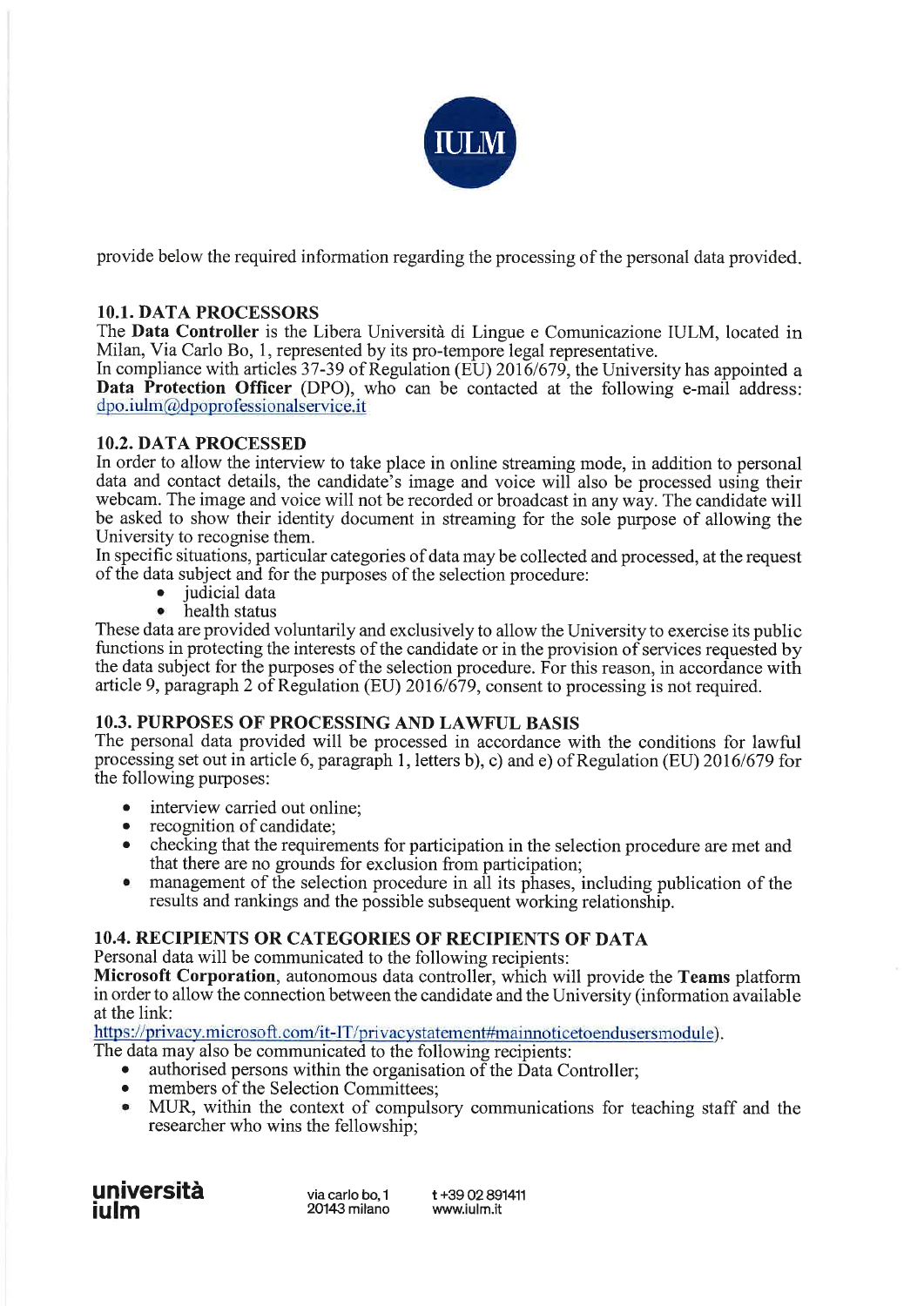provide below the required information regarding the processing of the personal data provided.

### 10.1. DATA PROCESSORS

The **Data Controller** is the Libera Università di Lingue e Comunicazione IULM, located in Milan, Via Carlo Bo, 1, represented by its pro-tempore legal representative.
In compliance with articles 37-39 of Regulation (EU) 2016/679, the University has appointed a **Data Protection Officer** (DPO), who can be contacted at the following e-mail address: dpo.iulm@dpoprofessionalservice.it

### 10.2. DATA PROCESSED

In order to allow the interview to take place in online streaming mode, in addition to personal data and contact details, the candidate's image and voice will also be processed using their webcam. The image and voice will not be recorded or broadcast in any way. The candidate will be asked to show their identity document in streaming for the sole purpose of allowing the University to recognise them.
In specific situations, particular categories of data may be collected and processed, at the request of the data subject and for the purposes of the selection procedure:

- judicial data
- health status

These data are provided voluntarily and exclusively to allow the University to exercise its public functions in protecting the interests of the candidate or in the provision of services requested by the data subject for the purposes of the selection procedure. For this reason, in accordance with article 9, paragraph 2 of Regulation (EU) 2016/679, consent to processing is not required.

### 10.3. PURPOSES OF PROCESSING AND LAWFUL BASIS

The personal data provided will be processed in accordance with the conditions for lawful processing set out in article 6, paragraph 1, letters b), c) and e) of Regulation (EU) 2016/679 for the following purposes:

- interview carried out online;
- recognition of candidate;
- checking that the requirements for participation in the selection procedure are met and that there are no grounds for exclusion from participation;
- management of the selection procedure in all its phases, including publication of the results and rankings and the possible subsequent working relationship.

### 10.4. RECIPIENTS OR CATEGORIES OF RECIPIENTS OF DATA

Personal data will be communicated to the following recipients:
**Microsoft Corporation**, autonomous data controller, which will provide the **Teams** platform in order to allow the connection between the candidate and the University (information available at the link:
https://privacy.microsoft.com/it-IT/privacystatement#mainnoticetoendusersmodule).
The data may also be communicated to the following recipients:

- authorised persons within the organisation of the Data Controller;
- members of the Selection Committees;
- MUR, within the context of compulsory communications for teaching staff and the researcher who wins the fellowship;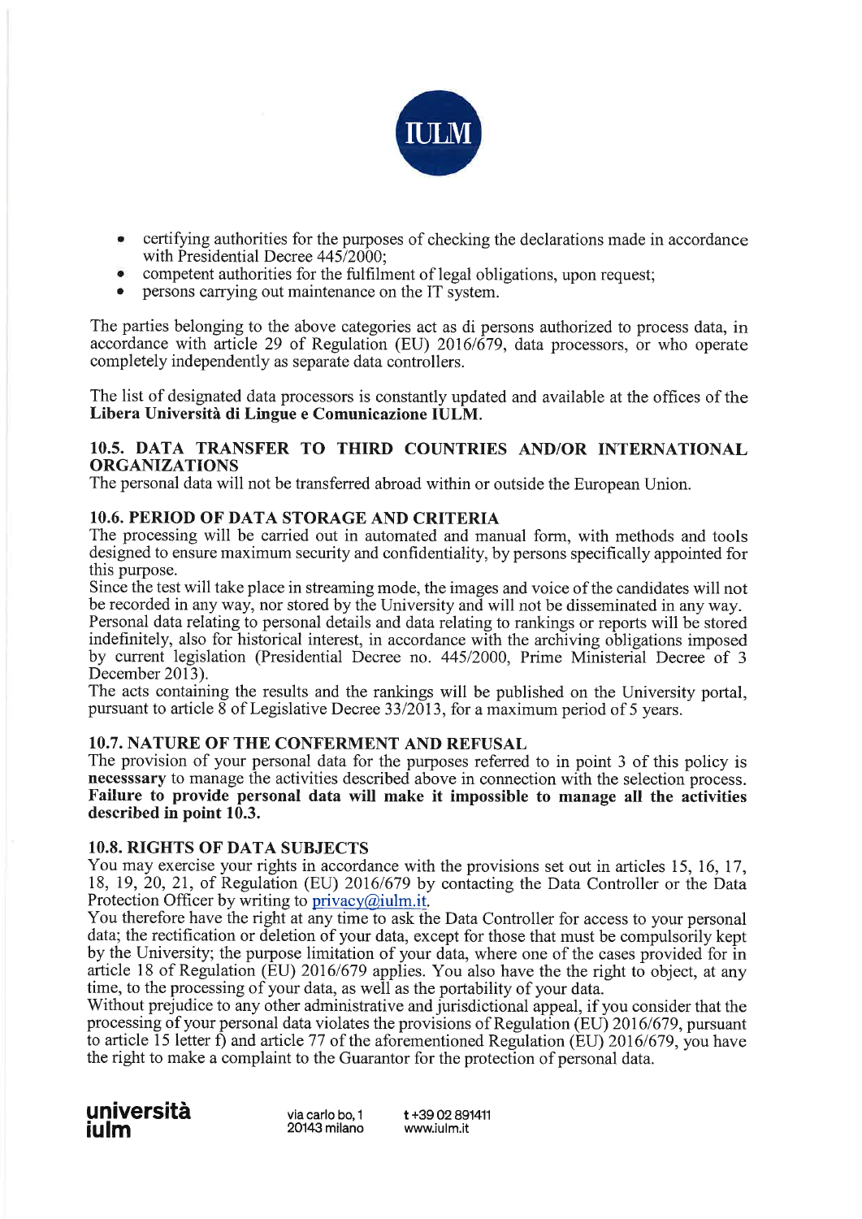- certifying authorities for the purposes of checking the declarations made in accordance with Presidential Decree 445/2000;
- competent authorities for the fulfilment of legal obligations, upon request;
- persons carrying out maintenance on the IT system.

The parties belonging to the above categories act as di persons authorized to process data, in accordance with article 29 of Regulation (EU) 2016/679, data processors, or who operate completely independently as separate data controllers.

The list of designated data processors is constantly updated and available at the offices of the **Libera Università di Lingue e Comunicazione IULM.**

### 10.5. DATA TRANSFER TO THIRD COUNTRIES AND/OR INTERNATIONAL ORGANIZATIONS

The personal data will not be transferred abroad within or outside the European Union.

### 10.6. PERIOD OF DATA STORAGE AND CRITERIA

The processing will be carried out in automated and manual form, with methods and tools designed to ensure maximum security and confidentiality, by persons specifically appointed for this purpose.

Since the test will take place in streaming mode, the images and voice of the candidates will not be recorded in any way, nor stored by the University and will not be disseminated in any way.

Personal data relating to personal details and data relating to rankings or reports will be stored indefinitely, also for historical interest, in accordance with the archiving obligations imposed by current legislation (Presidential Decree no. 445/2000, Prime Ministerial Decree of 3 December 2013).

The acts containing the results and the rankings will be published on the University portal, pursuant to article 8 of Legislative Decree 33/2013, for a maximum period of 5 years.

### 10.7. NATURE OF THE CONFERMENT AND REFUSAL

The provision of your personal data for the purposes referred to in point 3 of this policy is **necesssary** to manage the activities described above in connection with the selection process. **Failure to provide personal data will make it impossible to manage all the activities described in point 10.3.**

### 10.8. RIGHTS OF DATA SUBJECTS

You may exercise your rights in accordance with the provisions set out in articles 15, 16, 17, 18, 19, 20, 21, of Regulation (EU) 2016/679 by contacting the Data Controller or the Data Protection Officer by writing to privacy@iulm.it.

You therefore have the right at any time to ask the Data Controller for access to your personal data; the rectification or deletion of your data, except for those that must be compulsorily kept by the University; the purpose limitation of your data, where one of the cases provided for in article 18 of Regulation (EU) 2016/679 applies. You also have the the right to object, at any time, to the processing of your data, as well as the portability of your data.

Without prejudice to any other administrative and jurisdictional appeal, if you consider that the processing of your personal data violates the provisions of Regulation (EU) 2016/679, pursuant to article 15 letter f) and article 77 of the aforementioned Regulation (EU) 2016/679, you have the right to make a complaint to the Guarantor for the protection of personal data.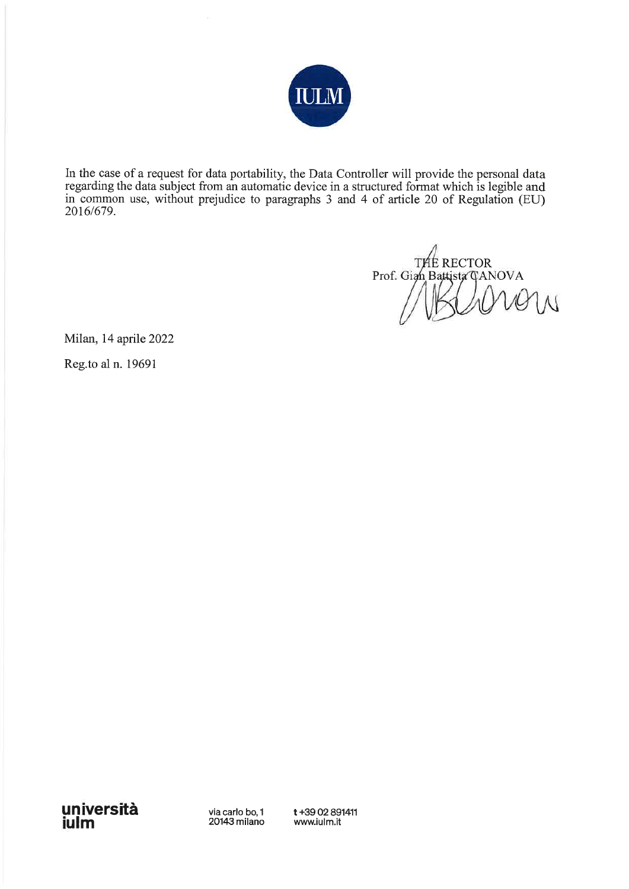In the case of a request for data portability, the Data Controller will provide the personal data regarding the data subject from an automatic device in a structured format which is legible and in common use, without prejudice to paragraphs 3 and 4 of article 20 of Regulation (EU) 2016/679.

THE RECTOR
Prof. Gian Battista CANOVA

Milan, 14 aprile 2022

Reg.to al n. 19691